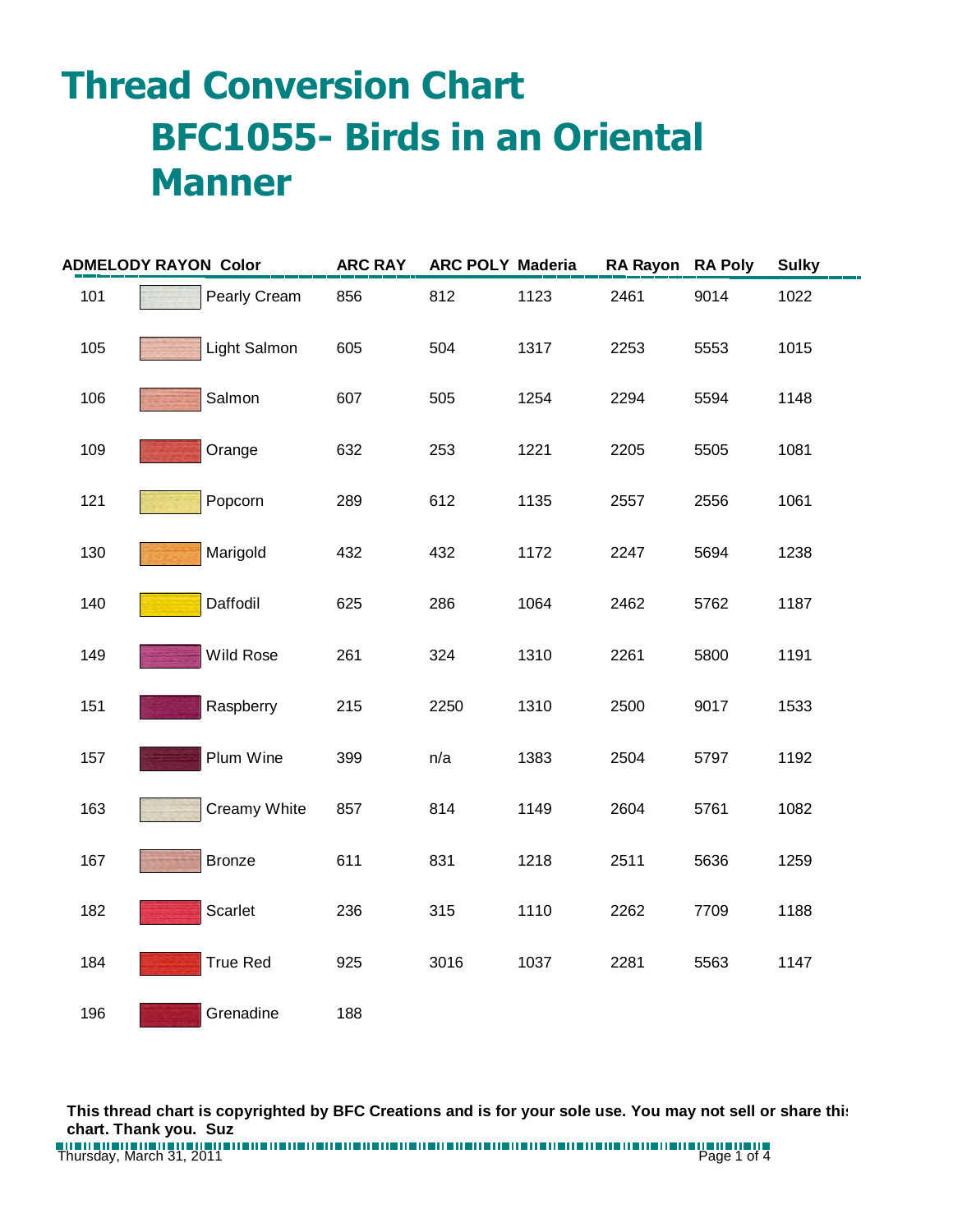# Thread Conversion Chart

## BFC1055- Birds in an Oriental Manner

| ADMELODY RAYON | Color | ARC RAY | ARC POLY | Maderia | RA Rayon | RA Poly | Sulky |
|---|---|---|---|---|---|---|---|
| 101 | Pearly Cream | 856 | 812 | 1123 | 2461 | 9014 | 1022 |
| 105 | Light Salmon | 605 | 504 | 1317 | 2253 | 5553 | 1015 |
| 106 | Salmon | 607 | 505 | 1254 | 2294 | 5594 | 1148 |
| 109 | Orange | 632 | 253 | 1221 | 2205 | 5505 | 1081 |
| 121 | Popcorn | 289 | 612 | 1135 | 2557 | 2556 | 1061 |
| 130 | Marigold | 432 | 432 | 1172 | 2247 | 5694 | 1238 |
| 140 | Daffodil | 625 | 286 | 1064 | 2462 | 5762 | 1187 |
| 149 | Wild Rose | 261 | 324 | 1310 | 2261 | 5800 | 1191 |
| 151 | Raspberry | 215 | 2250 | 1310 | 2500 | 9017 | 1533 |
| 157 | Plum Wine | 399 | n/a | 1383 | 2504 | 5797 | 1192 |
| 163 | Creamy White | 857 | 814 | 1149 | 2604 | 5761 | 1082 |
| 167 | Bronze | 611 | 831 | 1218 | 2511 | 5636 | 1259 |
| 182 | Scarlet | 236 | 315 | 1110 | 2262 | 7709 | 1188 |
| 184 | True Red | 925 | 3016 | 1037 | 2281 | 5563 | 1147 |
| 196 | Grenadine | 188 | | | | | |

**This thread chart is copyrighted by BFC Creations and is for your sole use. You may not sell or share this chart. Thank you. Suz**

Thursday, March 31, 2011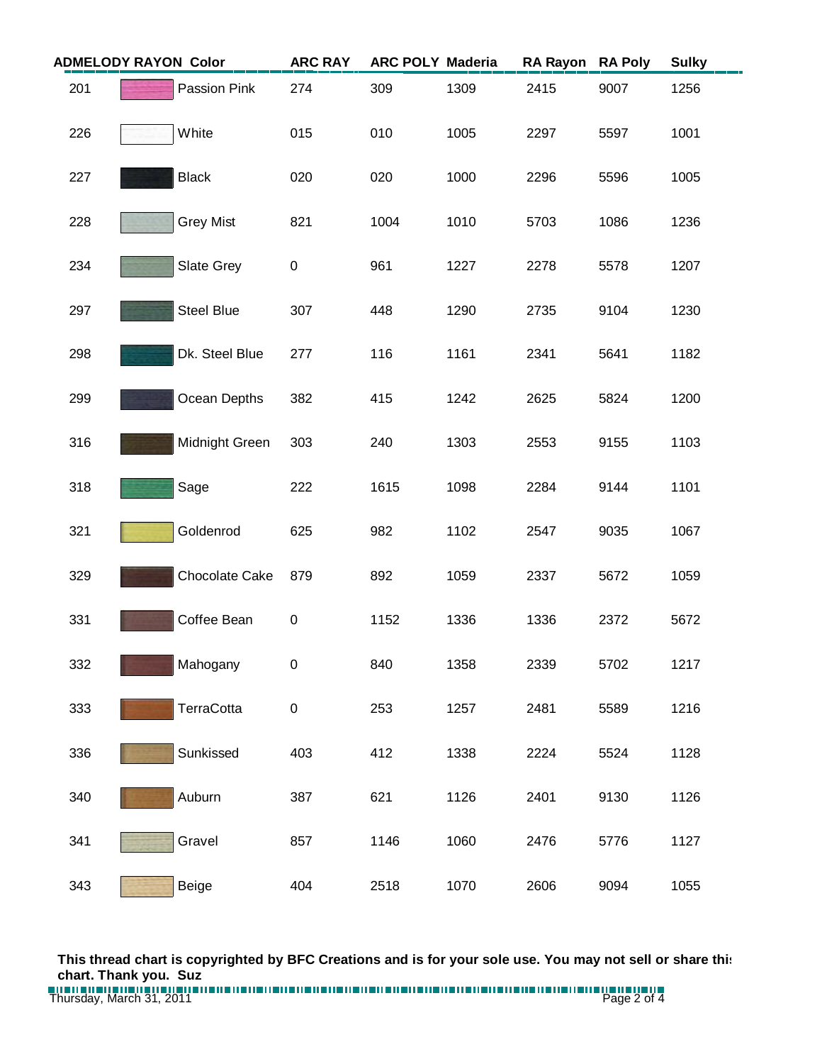| ADMELODY RAYON | Color | ARC RAY | ARC POLY | Maderia | RA Rayon | RA Poly | Sulky |
|---|---|---|---|---|---|---|---|
| 201 | Passion Pink | 274 | 309 | 1309 | 2415 | 9007 | 1256 |
| 226 | White | 015 | 010 | 1005 | 2297 | 5597 | 1001 |
| 227 | Black | 020 | 020 | 1000 | 2296 | 5596 | 1005 |
| 228 | Grey Mist | 821 | 1004 | 1010 | 5703 | 1086 | 1236 |
| 234 | Slate Grey | 0 | 961 | 1227 | 2278 | 5578 | 1207 |
| 297 | Steel Blue | 307 | 448 | 1290 | 2735 | 9104 | 1230 |
| 298 | Dk. Steel Blue | 277 | 116 | 1161 | 2341 | 5641 | 1182 |
| 299 | Ocean Depths | 382 | 415 | 1242 | 2625 | 5824 | 1200 |
| 316 | Midnight Green | 303 | 240 | 1303 | 2553 | 9155 | 1103 |
| 318 | Sage | 222 | 1615 | 1098 | 2284 | 9144 | 1101 |
| 321 | Goldenrod | 625 | 982 | 1102 | 2547 | 9035 | 1067 |
| 329 | Chocolate Cake | 879 | 892 | 1059 | 2337 | 5672 | 1059 |
| 331 | Coffee Bean | 0 | 1152 | 1336 | 1336 | 2372 | 5672 |
| 332 | Mahogany | 0 | 840 | 1358 | 2339 | 5702 | 1217 |
| 333 | TerraCotta | 0 | 253 | 1257 | 2481 | 5589 | 1216 |
| 336 | Sunkissed | 403 | 412 | 1338 | 2224 | 5524 | 1128 |
| 340 | Auburn | 387 | 621 | 1126 | 2401 | 9130 | 1126 |
| 341 | Gravel | 857 | 1146 | 1060 | 2476 | 5776 | 1127 |
| 343 | Beige | 404 | 2518 | 1070 | 2606 | 9094 | 1055 |

**This thread chart is copyrighted by BFC Creations and is for your sole use. You may not sell or share this chart. Thank you. Suz**

Thursday, March 31, 2011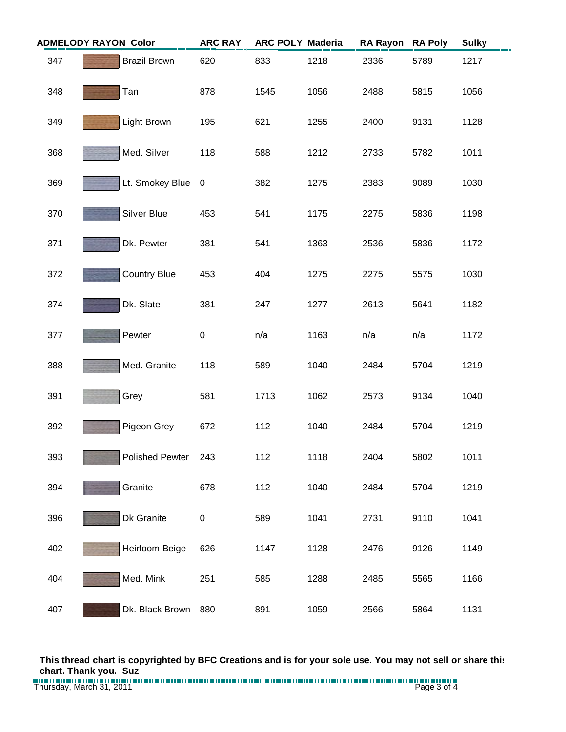| ADMELODY RAYON | Color | ARC RAY | ARC POLY | Maderia | RA Rayon | RA Poly | Sulky |
|---|---|---|---|---|---|---|---|
| 347 | Brazil Brown | 620 | 833 | 1218 | 2336 | 5789 | 1217 |
| 348 | Tan | 878 | 1545 | 1056 | 2488 | 5815 | 1056 |
| 349 | Light Brown | 195 | 621 | 1255 | 2400 | 9131 | 1128 |
| 368 | Med. Silver | 118 | 588 | 1212 | 2733 | 5782 | 1011 |
| 369 | Lt. Smokey Blue | 0 | 382 | 1275 | 2383 | 9089 | 1030 |
| 370 | Silver Blue | 453 | 541 | 1175 | 2275 | 5836 | 1198 |
| 371 | Dk. Pewter | 381 | 541 | 1363 | 2536 | 5836 | 1172 |
| 372 | Country Blue | 453 | 404 | 1275 | 2275 | 5575 | 1030 |
| 374 | Dk. Slate | 381 | 247 | 1277 | 2613 | 5641 | 1182 |
| 377 | Pewter | 0 | n/a | 1163 | n/a | n/a | 1172 |
| 388 | Med. Granite | 118 | 589 | 1040 | 2484 | 5704 | 1219 |
| 391 | Grey | 581 | 1713 | 1062 | 2573 | 9134 | 1040 |
| 392 | Pigeon Grey | 672 | 112 | 1040 | 2484 | 5704 | 1219 |
| 393 | Polished Pewter | 243 | 112 | 1118 | 2404 | 5802 | 1011 |
| 394 | Granite | 678 | 112 | 1040 | 2484 | 5704 | 1219 |
| 396 | Dk Granite | 0 | 589 | 1041 | 2731 | 9110 | 1041 |
| 402 | Heirloom Beige | 626 | 1147 | 1128 | 2476 | 9126 | 1149 |
| 404 | Med. Mink | 251 | 585 | 1288 | 2485 | 5565 | 1166 |
| 407 | Dk. Black Brown | 880 | 891 | 1059 | 2566 | 5864 | 1131 |

**This thread chart is copyrighted by BFC Creations and is for your sole use. You may not sell or share this chart. Thank you. Suz**

Thursday, March 31, 2011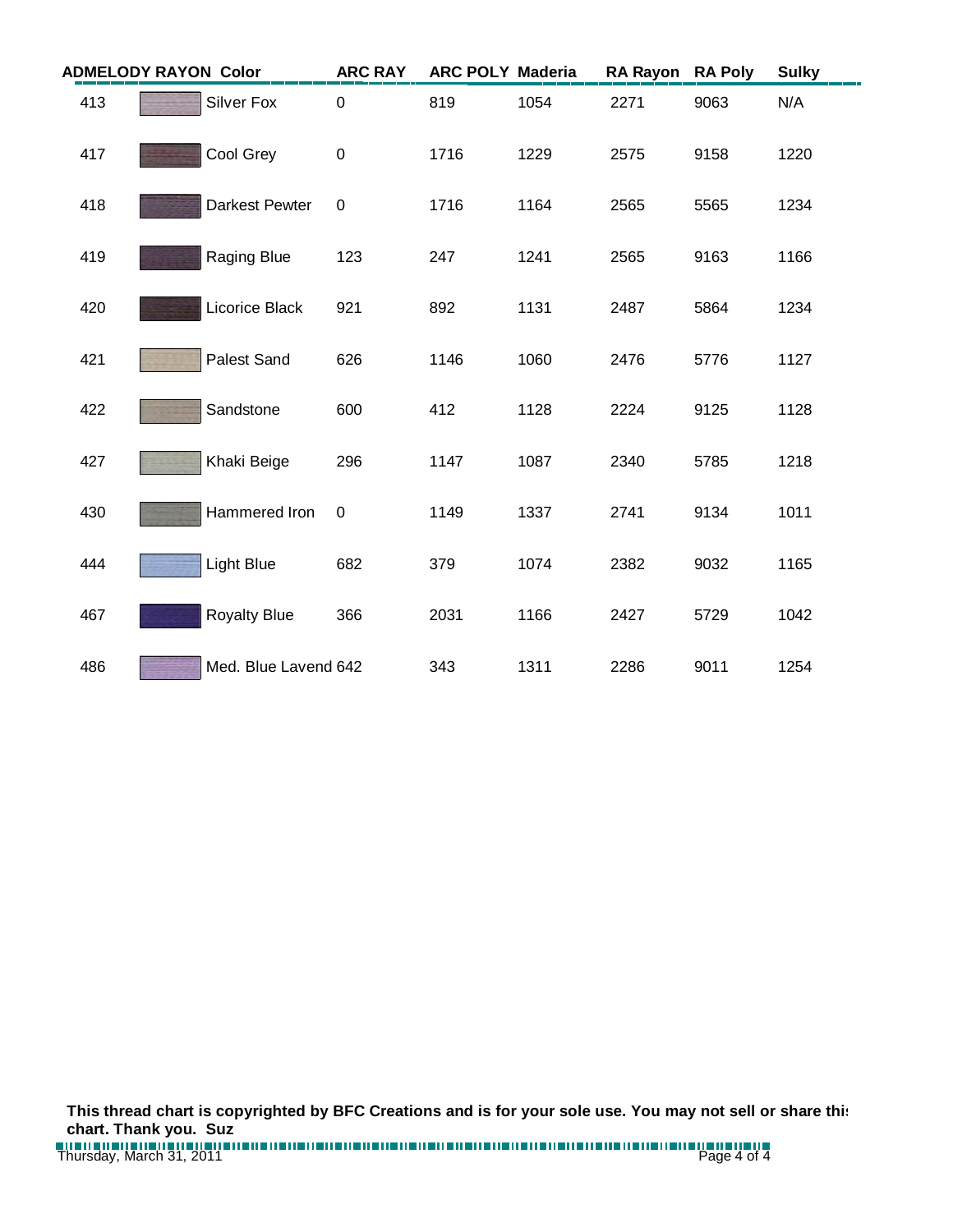| ADMELODY RAYON | | Color | ARC RAY | ARC POLY | Maderia | RA Rayon | RA Poly | Sulky |
|---|---|---|---|---|---|---|---|---|
| 413 | | Silver Fox | 0 | 819 | 1054 | 2271 | 9063 | N/A |
| 417 | | Cool Grey | 0 | 1716 | 1229 | 2575 | 9158 | 1220 |
| 418 | | Darkest Pewter | 0 | 1716 | 1164 | 2565 | 5565 | 1234 |
| 419 | | Raging Blue | 123 | 247 | 1241 | 2565 | 9163 | 1166 |
| 420 | | Licorice Black | 921 | 892 | 1131 | 2487 | 5864 | 1234 |
| 421 | | Palest Sand | 626 | 1146 | 1060 | 2476 | 5776 | 1127 |
| 422 | | Sandstone | 600 | 412 | 1128 | 2224 | 9125 | 1128 |
| 427 | | Khaki Beige | 296 | 1147 | 1087 | 2340 | 5785 | 1218 |
| 430 | | Hammered Iron | 0 | 1149 | 1337 | 2741 | 9134 | 1011 |
| 444 | | Light Blue | 682 | 379 | 1074 | 2382 | 9032 | 1165 |
| 467 | | Royalty Blue | 366 | 2031 | 1166 | 2427 | 5729 | 1042 |
| 486 | | Med. Blue Lavend | 642 | 343 | 1311 | 2286 | 9011 | 1254 |

**This thread chart is copyrighted by BFC Creations and is for your sole use. You may not sell or share this chart. Thank you. Suz**

Thursday, March 31, 2011